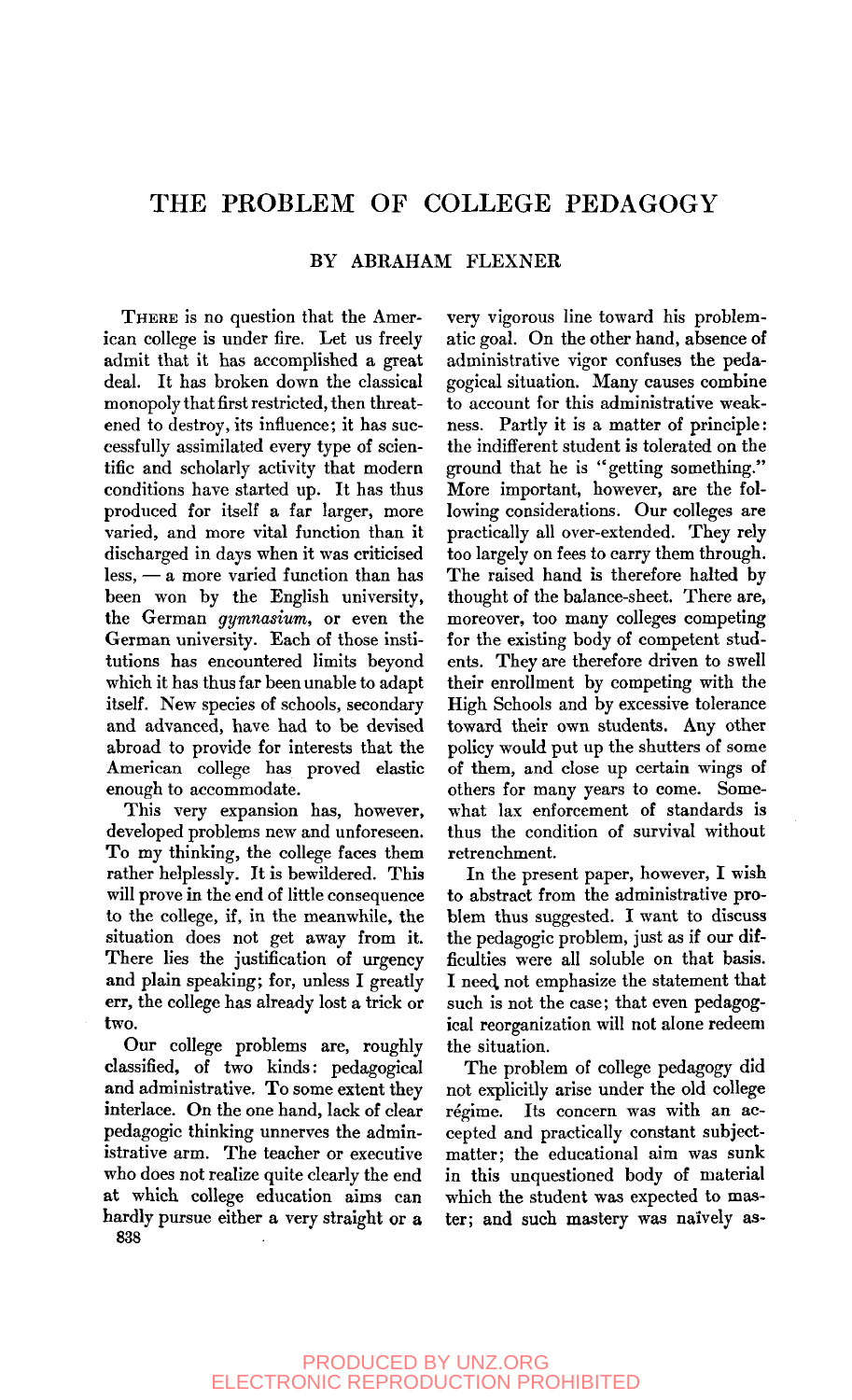# THE PROBLEM OF COLLEGE PEDAGOGY

## BY ABRAHAM FLEXNER

THERE is no question that the American college is under fire. Let us freely admit that it has accomplished a great deal. It has broken down the classical monopoly that first restricted, then threatened to destroy, its influence; it has successfully assimilated every type of scientific and scholarly activity that modern conditions have started up. It has thus produced for itself a far larger, more varied, and more vital function than it discharged in days when it was criticised less, — a more varied function than has been won by the English university, the German *gymnasium*, or even the German university. Each of those institutions has encountered limits beyond which it has thus far been unable to adapt itself. New species of schools, secondary and advanced, have had to be devised abroad to provide for interests that the American college has proved elastic enough to accommodate.

This very expansion has, however, developed problems new and unforeseen. To my thinking, the college faces them rather helplessly. It is bewildered. This will prove in the end of little consequence to the college, if, in the meanwhile, the situation does not get away from it. There lies the justification of urgency and plain speaking; for, unless I greatly err, the college has already lost a trick or two.

Our college problems are, roughly classified, of two kinds: pedagogical and administrative. To some extent they interlace. On the one hand, lack of clear pedagogic thinking unnerves the administrative arm. The teacher or executive who does not realize quite clearly the end at which college education aims can hardly pursue either a very straight or a very vigorous line toward his problematic goal. On the other hand, absence of administrative vigor confuses the pedagogical situation. Many causes combine to account for this administrative weakness. Partly it is a matter of principle: the indifferent student is tolerated on the ground that he is "getting something." More important, however, are the following considerations. Our colleges are practically all over-extended. They rely too largely on fees to carry them through. The raised hand is therefore halted by thought of the balance-sheet. There are, moreover, too many colleges competing for the existing body of competent students. They are therefore driven to swell their enrollment by competing with the High Schools and by excessive tolerance toward their own students. Any other policy would put up the shutters of some of them, and close up certain wings of others for many years to come. Somewhat lax enforcement of standards is thus the condition of survival without retrenchment.

In the present paper, however, I wish to abstract from the administrative problem thus suggested. I want to discuss the pedagogic problem, just as if our difficulties were all soluble on that basis. I need not emphasize the statement that such is not the case; that even pedagogical reorganization will not alone redeem the situation.

The problem of college pedagogy did not explicitly arise under the old college régime. Its concern was with an accepted and practically constant subject-matter; the educational aim was sunk in this unquestioned body of material which the student was expected to master; and such mastery was naïvely as-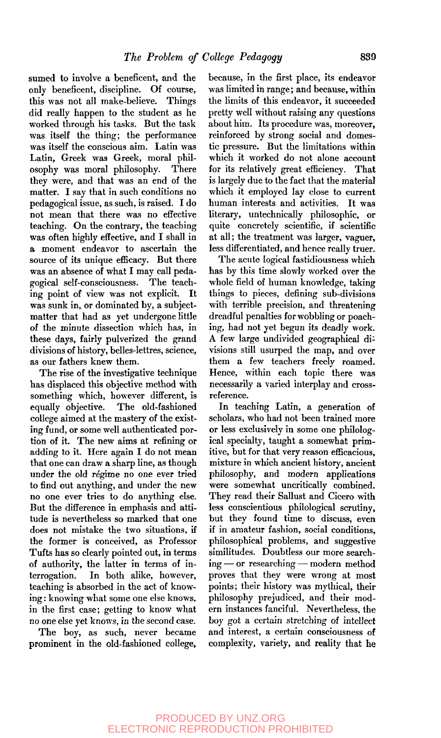sumed to involve a beneficent, and the only beneficent, discipline. Of course, this was not all make-believe. Things did really happen to the student as he worked through his tasks. But the task was itself the thing; the performance was itself the conscious aim. Latin was Latin, Greek was Greek, moral philosophy was moral philosophy. There they were, and that was an end of the matter. I say that in such conditions no pedagogical issue, as such, is raised. I do not mean that there was no effective teaching. On the contrary, the teaching was often highly effective, and I shall in a moment endeavor to ascertain the source of its unique efficacy. But there was an absence of what I may call pedagogical self-consciousness. The teaching point of view was not explicit. It was sunk in, or dominated by, a subject-matter that had as yet undergone little of the minute dissection which has, in these days, fairly pulverized the grand divisions of history, belles-lettres, science, as our fathers knew them.

The rise of the investigative technique has displaced this objective method with something which, however different, is equally objective. The old-fashioned college aimed at the mastery of the existing fund, or some well authenticated portion of it. The new aims at refining or adding to it. Here again I do not mean that one can draw a sharp line, as though under the old régime no one ever tried to find out anything, and under the new no one ever tries to do anything else. But the difference in emphasis and attitude is nevertheless so marked that one does not mistake the two situations, if the former is conceived, as Professor Tufts has so clearly pointed out, in terms of authority, the latter in terms of interrogation. In both alike, however, teaching is absorbed in the act of knowing: knowing what some one else knows, in the first case; getting to know what no one else yet knows, in the second case.

The boy, as such, never became prominent in the old-fashioned college, because, in the first place, its endeavor was limited in range; and because, within the limits of this endeavor, it succeeded pretty well without raising any questions about him. Its procedure was, moreover, reinforced by strong social and domestic pressure. But the limitations within which it worked do not alone account for its relatively great efficiency. That is largely due to the fact that the material which it employed lay close to current human interests and activities. It was literary, untechnically philosophic, or quite concretely scientific, if scientific at all; the treatment was larger, vaguer, less differentiated, and hence really truer.

The acute logical fastidiousness which has by this time slowly worked over the whole field of human knowledge, taking things to pieces, defining sub-divisions with terrible precision, and threatening dreadful penalties for wobbling or poaching, had not yet begun its deadly work. A few large undivided geographical divisions still usurped the map, and over them a few teachers freely roamed. Hence, within each topic there was necessarily a varied interplay and cross-reference.

In teaching Latin, a generation of scholars, who had not been trained more or less exclusively in some one philological specialty, taught a somewhat primitive, but for that very reason efficacious, mixture in which ancient history, ancient philosophy, and modern applications were somewhat uncritically combined. They read their Sallust and Cicero with less conscientious philological scrutiny, but they found time to discuss, even if in amateur fashion, social conditions, philosophical problems, and suggestive similitudes. Doubtless our more searching — or researching — modern method proves that they were wrong at most points; their history was mythical, their philosophy prejudiced, and their modern instances fanciful. Nevertheless, the boy got a certain stretching of intellect and interest, a certain consciousness of complexity, variety, and reality that he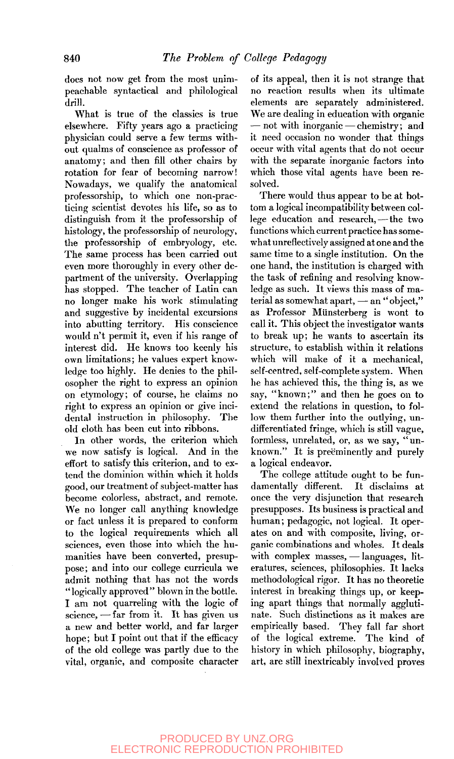does not now get from the most unimpeachable syntactical and philological drill.

What is true of the classics is true elsewhere. Fifty years ago a practicing physician could serve a few terms without qualms of conscience as professor of anatomy; and then fill other chairs by rotation for fear of becoming narrow! Nowadays, we qualify the anatomical professorship, to which one non-practicing scientist devotes his life, so as to distinguish from it the professorship of histology, the professorship of neurology, the professorship of embryology, etc. The same process has been carried out even more thoroughly in every other department of the university. Overlapping has stopped. The teacher of Latin can no longer make his work stimulating and suggestive by incidental excursions into abutting territory. His conscience would n't permit it, even if his range of interest did. He knows too keenly his own limitations; he values expert knowledge too highly. He denies to the philosopher the right to express an opinion on etymology; of course, he claims no right to express an opinion or give incidental instruction in philosophy. The old cloth has been cut into ribbons.

In other words, the criterion which we now satisfy is logical. And in the effort to satisfy this criterion, and to extend the dominion within which it holds good, our treatment of subject-matter has become colorless, abstract, and remote. We no longer call anything knowledge or fact unless it is prepared to conform to the logical requirements which all sciences, even those into which the humanities have been converted, presuppose; and into our college curricula we admit nothing that has not the words "logically approved" blown in the bottle. I am not quarreling with the logic of science, — far from it. It has given us a new and better world, and far larger hope; but I point out that if the efficacy of the old college was partly due to the vital, organic, and composite character of its appeal, then it is not strange that no reaction results when its ultimate elements are separately administered. We are dealing in education with organic — not with inorganic — chemistry; and it need occasion no wonder that things occur with vital agents that do not occur with the separate inorganic factors into which those vital agents have been resolved.

There would thus appear to be at bottom a logical incompatibility between college education and research, — the two functions which current practice has somewhat unreflectively assigned at one and the same time to a single institution. On the one hand, the institution is charged with the task of refining and resolving knowledge as such. It views this mass of material as somewhat apart, — an "object," as Professor Münsterberg is wont to call it. This object the investigator wants to break up; he wants to ascertain its structure, to establish within it relations which will make of it a mechanical, self-centred, self-complete system. When he has achieved this, the thing is, as we say, "known;" and then he goes on to extend the relations in question, to follow them further into the outlying, undifferentiated fringe, which is still vague, formless, unrelated, or, as we say, "unknown." It is preëminently and purely a logical endeavor.

The college attitude ought to be fundamentally different. It disclaims at once the very disjunction that research presupposes. Its business is practical and human; pedagogic, not logical. It operates on and with composite, living, organic combinations and wholes. It deals with complex masses, — languages, literatures, sciences, philosophies. It lacks methodological rigor. It has no theoretic interest in breaking things up, or keeping apart things that normally agglutinate. Such distinctions as it makes are empirically based. They fall far short of the logical extreme. The kind of history in which philosophy, biography, art, are still inextricably involved proves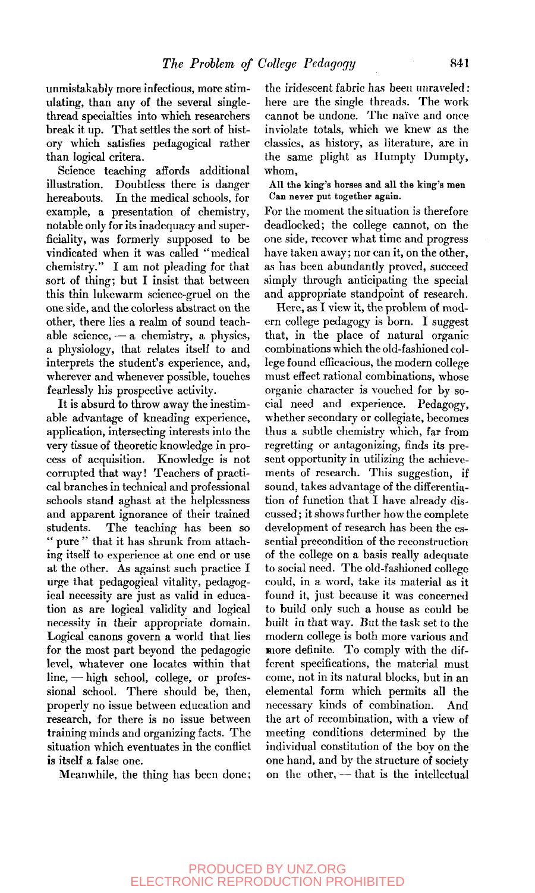unmistakably more infectious, more stimulating, than any of the several single-thread specialties into which researchers break it up. That settles the sort of history which satisfies pedagogical rather than logical critera.

Science teaching affords additional illustration. Doubtless there is danger hereabouts. In the medical schools, for example, a presentation of chemistry, notable only for its inadequacy and superficiality, was formerly supposed to be vindicated when it was called "medical chemistry." I am not pleading for that sort of thing; but I insist that between this thin lukewarm science-gruel on the one side, and the colorless abstract on the other, there lies a realm of sound teachable science, — a chemistry, a physics, a physiology, that relates itself to and interprets the student's experience, and, wherever and whenever possible, touches fearlessly his prospective activity.

It is absurd to throw away the inestimable advantage of kneading experience, application, intersecting interests into the very tissue of theoretic knowledge in process of acquisition. Knowledge is not corrupted that way! Teachers of practical branches in technical and professional schools stand aghast at the helplessness and apparent ignorance of their trained students. The teaching has been so "pure" that it has shrunk from attaching itself to experience at one end or use at the other. As against such practice I urge that pedagogical vitality, pedagogical necessity are just as valid in education as are logical validity and logical necessity in their appropriate domain. Logical canons govern a world that lies for the most part beyond the pedagogic level, whatever one locates within that line, — high school, college, or professional school. There should be, then, properly no issue between education and research, for there is no issue between training minds and organizing facts. The situation which eventuates in the conflict is itself a false one.

Meanwhile, the thing has been done; the iridescent fabric has been unraveled: here are the single threads. The work cannot be undone. The naïve and once inviolate totals, which we knew as the classics, as history, as literature, are in the same plight as Humpty Dumpty, whom,

> All the king's horses and all the king's men
> Can never put together again.

For the moment the situation is therefore deadlocked; the college cannot, on the one side, recover what time and progress have taken away; nor can it, on the other, as has been abundantly proved, succeed simply through anticipating the special and appropriate standpoint of research.

Here, as I view it, the problem of modern college pedagogy is born. I suggest that, in the place of natural organic combinations which the old-fashioned college found efficacious, the modern college must effect rational combinations, whose organic character is vouched for by social need and experience. Pedagogy, whether secondary or collegiate, becomes thus a subtle chemistry which, far from regretting or antagonizing, finds its present opportunity in utilizing the achievements of research. This suggestion, if sound, takes advantage of the differentiation of function that I have already discussed; it shows further how the complete development of research has been the essential precondition of the reconstruction of the college on a basis really adequate to social need. The old-fashioned college could, in a word, take its material as it found it, just because it was concerned to build only such a house as could be built in that way. But the task set to the modern college is both more various and more definite. To comply with the different specifications, the material must come, not in its natural blocks, but in an elemental form which permits all the necessary kinds of combination. And the art of recombination, with a view of meeting conditions determined by the individual constitution of the boy on the one hand, and by the structure of society on the other, — that is the intellectual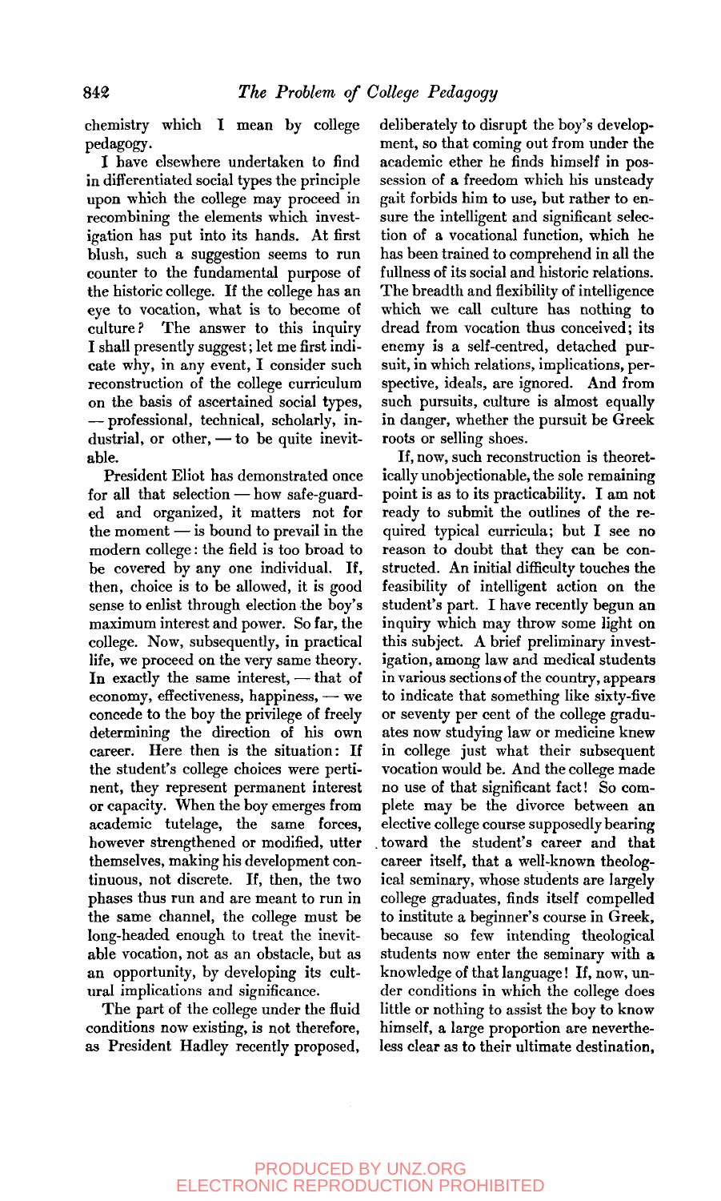chemistry which I mean by college pedagogy.

I have elsewhere undertaken to find in differentiated social types the principle upon which the college may proceed in recombining the elements which investigation has put into its hands. At first blush, such a suggestion seems to run counter to the fundamental purpose of the historic college. If the college has an eye to vocation, what is to become of culture? The answer to this inquiry I shall presently suggest; let me first indicate why, in any event, I consider such reconstruction of the college curriculum on the basis of ascertained social types, — professional, technical, scholarly, industrial, or other, — to be quite inevitable.

President Eliot has demonstrated once for all that selection — how safe-guarded and organized, it matters not for the moment — is bound to prevail in the modern college: the field is too broad to be covered by any one individual. If, then, choice is to be allowed, it is good sense to enlist through election the boy's maximum interest and power. So far, the college. Now, subsequently, in practical life, we proceed on the very same theory. In exactly the same interest, — that of economy, effectiveness, happiness, — we concede to the boy the privilege of freely determining the direction of his own career. Here then is the situation: If the student's college choices were pertinent, they represent permanent interest or capacity. When the boy emerges from academic tutelage, the same forces, however strengthened or modified, utter themselves, making his development continuous, not discrete. If, then, the two phases thus run and are meant to run in the same channel, the college must be long-headed enough to treat the inevitable vocation, not as an obstacle, but as an opportunity, by developing its cultural implications and significance.

The part of the college under the fluid conditions now existing, is not therefore, as President Hadley recently proposed, deliberately to disrupt the boy's development, so that coming out from under the academic ether he finds himself in possession of a freedom which his unsteady gait forbids him to use, but rather to ensure the intelligent and significant selection of a vocational function, which he has been trained to comprehend in all the fullness of its social and historic relations. The breadth and flexibility of intelligence which we call culture has nothing to dread from vocation thus conceived; its enemy is a self-centred, detached pursuit, in which relations, implications, perspective, ideals, are ignored. And from such pursuits, culture is almost equally in danger, whether the pursuit be Greek roots or selling shoes.

If, now, such reconstruction is theoretically unobjectionable, the sole remaining point is as to its practicability. I am not ready to submit the outlines of the required typical curricula; but I see no reason to doubt that they can be constructed. An initial difficulty touches the feasibility of intelligent action on the student's part. I have recently begun an inquiry which may throw some light on this subject. A brief preliminary investigation, among law and medical students in various sections of the country, appears to indicate that something like sixty-five or seventy per cent of the college graduates now studying law or medicine knew in college just what their subsequent vocation would be. And the college made no use of that significant fact! So complete may be the divorce between an elective college course supposedly bearing toward the student's career and that career itself, that a well-known theological seminary, whose students are largely college graduates, finds itself compelled to institute a beginner's course in Greek, because so few intending theological students now enter the seminary with a knowledge of that language! If, now, under conditions in which the college does little or nothing to assist the boy to know himself, a large proportion are nevertheless clear as to their ultimate destination,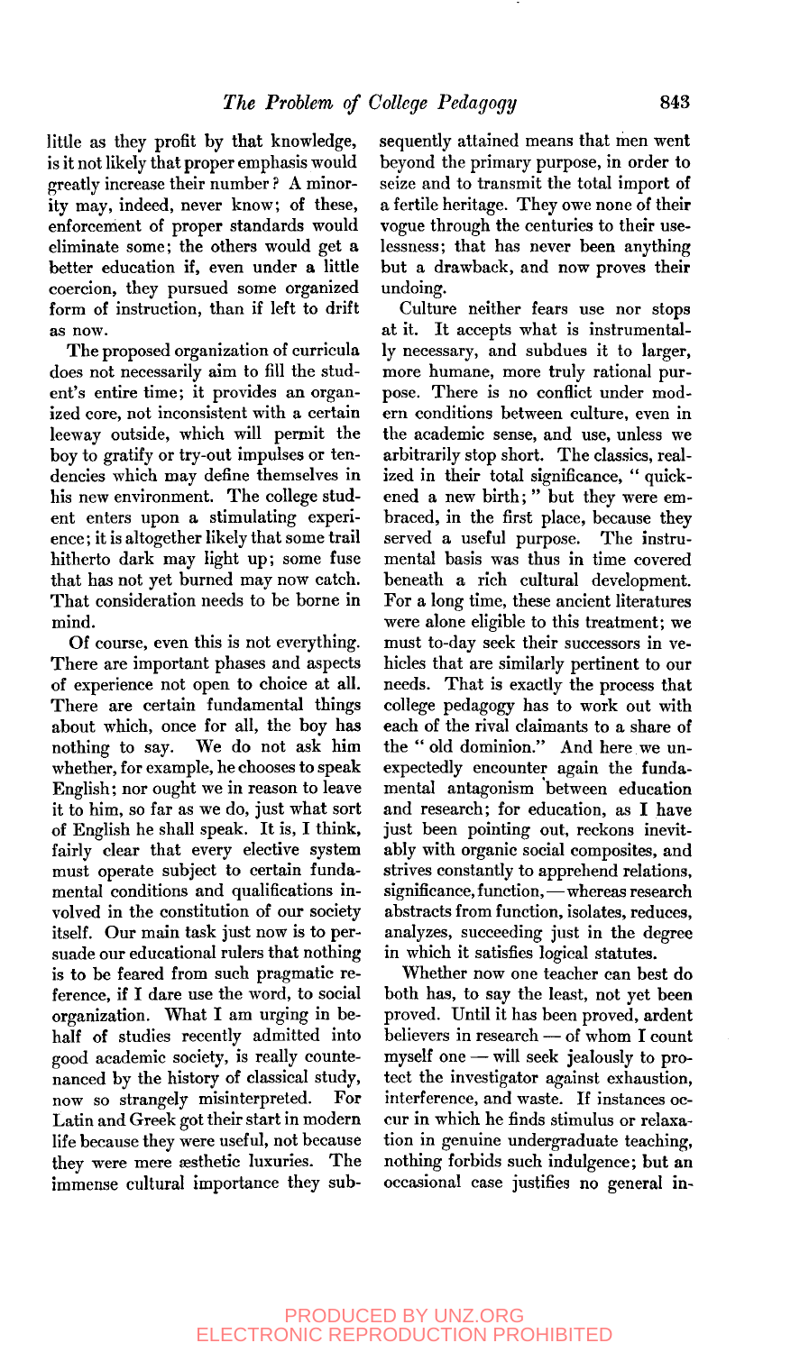little as they profit by that knowledge, is it not likely that proper emphasis would greatly increase their number? A minority may, indeed, never know; of these, enforcement of proper standards would eliminate some; the others would get a better education if, even under a little coercion, they pursued some organized form of instruction, than if left to drift as now.

The proposed organization of curricula does not necessarily aim to fill the student's entire time; it provides an organized core, not inconsistent with a certain leeway outside, which will permit the boy to gratify or try-out impulses or tendencies which may define themselves in his new environment. The college student enters upon a stimulating experience; it is altogether likely that some trail hitherto dark may light up; some fuse that has not yet burned may now catch. That consideration needs to be borne in mind.

Of course, even this is not everything. There are important phases and aspects of experience not open to choice at all. There are certain fundamental things about which, once for all, the boy has nothing to say. We do not ask him whether, for example, he chooses to speak English; nor ought we in reason to leave it to him, so far as we do, just what sort of English he shall speak. It is, I think, fairly clear that every elective system must operate subject to certain fundamental conditions and qualifications involved in the constitution of our society itself. Our main task just now is to persuade our educational rulers that nothing is to be feared from such pragmatic reference, if I dare use the word, to social organization. What I am urging in behalf of studies recently admitted into good academic society, is really countenanced by the history of classical study, now so strangely misinterpreted. For Latin and Greek got their start in modern life because they were useful, not because they were mere æsthetic luxuries. The immense cultural importance they subsequently attained means that men went beyond the primary purpose, in order to seize and to transmit the total import of a fertile heritage. They owe none of their vogue through the centuries to their uselessness; that has never been anything but a drawback, and now proves their undoing.

Culture neither fears use nor stops at it. It accepts what is instrumentally necessary, and subdues it to larger, more humane, more truly rational purpose. There is no conflict under modern conditions between culture, even in the academic sense, and use, unless we arbitrarily stop short. The classics, realized in their total significance, "quickened a new birth;" but they were embraced, in the first place, because they served a useful purpose. The instrumental basis was thus in time covered beneath a rich cultural development. For a long time, these ancient literatures were alone eligible to this treatment; we must to-day seek their successors in vehicles that are similarly pertinent to our needs. That is exactly the process that college pedagogy has to work out with each of the rival claimants to a share of the "old dominion." And here we unexpectedly encounter again the fundamental antagonism between education and research; for education, as I have just been pointing out, reckons inevitably with organic social composites, and strives constantly to apprehend relations, significance, function, — whereas research abstracts from function, isolates, reduces, analyzes, succeeding just in the degree in which it satisfies logical statutes.

Whether now one teacher can best do both has, to say the least, not yet been proved. Until it has been proved, ardent believers in research — of whom I count myself one — will seek jealously to protect the investigator against exhaustion, interference, and waste. If instances occur in which he finds stimulus or relaxation in genuine undergraduate teaching, nothing forbids such indulgence; but an occasional case justifies no general in-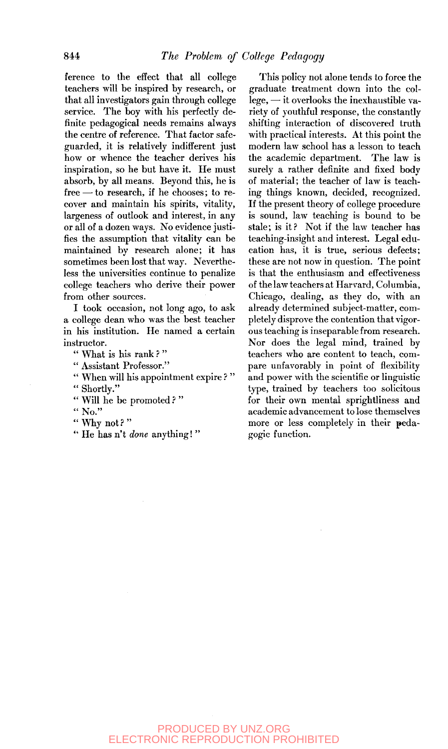ference to the effect that all college teachers will be inspired by research, or that all investigators gain through college service. The boy with his perfectly definite pedagogical needs remains always the centre of reference. That factor safeguarded, it is relatively indifferent just how or whence the teacher derives his inspiration, so he but have it. He must absorb, by all means. Beyond this, he is free — to research, if he chooses; to recover and maintain his spirits, vitality, largeness of outlook and interest, in any or all of a dozen ways. No evidence justifies the assumption that vitality can be maintained by research alone; it has sometimes been lost that way. Nevertheless the universities continue to penalize college teachers who derive their power from other sources.

I took occasion, not long ago, to ask a college dean who was the best teacher in his institution. He named a certain instructor.

"What is his rank?"

"Assistant Professor."

"When will his appointment expire?"

"Shortly."

"Will he be promoted?"

"No."

"Why not?"

"He has n't *done* anything!"

This policy not alone tends to force the graduate treatment down into the college, — it overlooks the inexhaustible variety of youthful response, the constantly shifting interaction of discovered truth with practical interests. At this point the modern law school has a lesson to teach the academic department. The law is surely a rather definite and fixed body of material; the teacher of law is teaching things known, decided, recognized. If the present theory of college procedure is sound, law teaching is bound to be stale; is it? Not if the law teacher has teaching-insight and interest. Legal education has, it is true, serious defects; these are not now in question. The point is that the enthusiasm and effectiveness of the law teachers at Harvard, Columbia, Chicago, dealing, as they do, with an already determined subject-matter, completely disprove the contention that vigorous teaching is inseparable from research. Nor does the legal mind, trained by teachers who are content to teach, compare unfavorably in point of flexibility and power with the scientific or linguistic type, trained by teachers too solicitous for their own mental sprightliness and academic advancement to lose themselves more or less completely in their pedagogic function.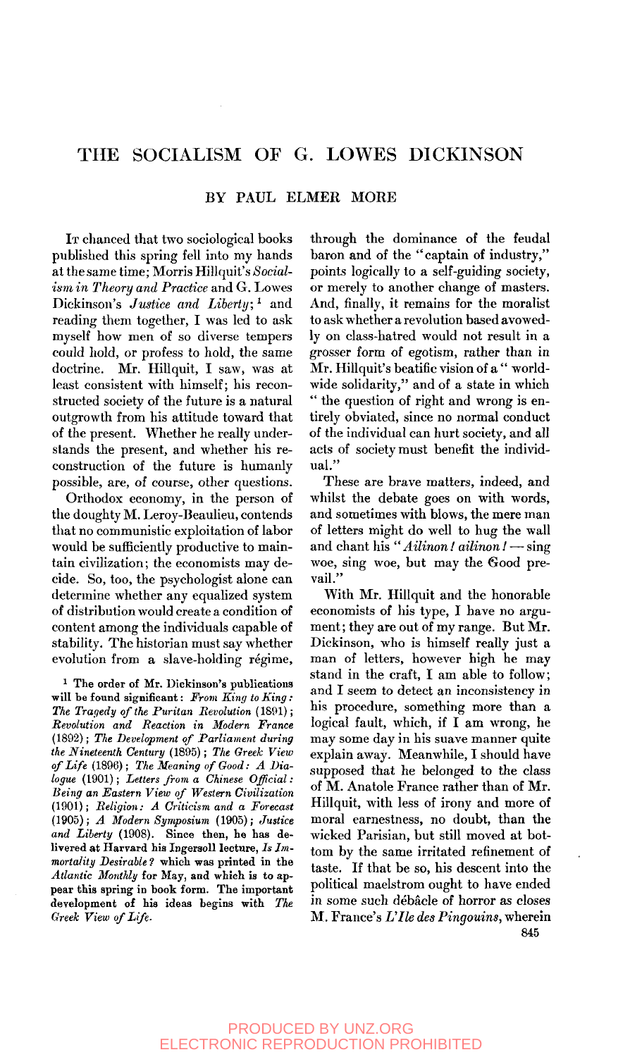# THE SOCIALISM OF G. LOWES DICKINSON

## BY PAUL ELMER MORE

It chanced that two sociological books published this spring fell into my hands at the same time; Morris Hillquit's *Socialism in Theory and Practice* and G. Lowes Dickinson's *Justice and Liberty*;[1] and reading them together, I was led to ask myself how men of so diverse tempers could hold, or profess to hold, the same doctrine. Mr. Hillquit, I saw, was at least consistent with himself; his reconstructed society of the future is a natural outgrowth from his attitude toward that of the present. Whether he really understands the present, and whether his reconstruction of the future is humanly possible, are, of course, other questions.

Orthodox economy, in the person of the doughty M. Leroy-Beaulieu, contends that no communistic exploitation of labor would be sufficiently productive to maintain civilization; the economists may decide. So, too, the psychologist alone can determine whether any equalized system of distribution would create a condition of content among the individuals capable of stability. The historian must say whether evolution from a slave-holding régime, through the dominance of the feudal baron and of the "captain of industry," points logically to a self-guiding society, or merely to another change of masters. And, finally, it remains for the moralist to ask whether a revolution based avowedly on class-hatred would not result in a grosser form of egotism, rather than in Mr. Hillquit's beatific vision of a "world-wide solidarity," and of a state in which "the question of right and wrong is entirely obviated, since no normal conduct of the individual can hurt society, and all acts of society must benefit the individual."

These are brave matters, indeed, and whilst the debate goes on with words, and sometimes with blows, the mere man of letters might do well to hug the wall and chant his "*Ailinon! ailinon!* — sing woe, sing woe, but may the Good prevail."

With Mr. Hillquit and the honorable economists of his type, I have no argument; they are out of my range. But Mr. Dickinson, who is himself really just a man of letters, however high he may stand in the craft, I am able to follow; and I seem to detect an inconsistency in his procedure, something more than a logical fault, which, if I am wrong, he may some day in his suave manner quite explain away. Meanwhile, I should have supposed that he belonged to the class of M. Anatole France rather than of Mr. Hillquit, with less of irony and more of moral earnestness, no doubt, than the wicked Parisian, but still moved at bottom by the same irritated refinement of taste. If that be so, his descent into the political maelstrom ought to have ended in some such débâcle of horror as closes M. France's *L'Ile des Pingouins*, wherein

[1] The order of Mr. Dickinson's publications will be found significant: *From King to King: The Tragedy of the Puritan Revolution* (1891); *Revolution and Reaction in Modern France* (1892); *The Development of Parliament during the Nineteenth Century* (1895); *The Greek View of Life* (1896); *The Meaning of Good: A Dialogue* (1901); *Letters from a Chinese Official: Being an Eastern View of Western Civilization* (1901); *Religion: A Criticism and a Forecast* (1905); *A Modern Symposium* (1905); *Justice and Liberty* (1908). Since then, he has delivered at Harvard his Ingersoll lecture, *Is Immortality Desirable?* which was printed in the *Atlantic Monthly* for May, and which is to appear this spring in book form. The important development of his ideas begins with *The Greek View of Life*.